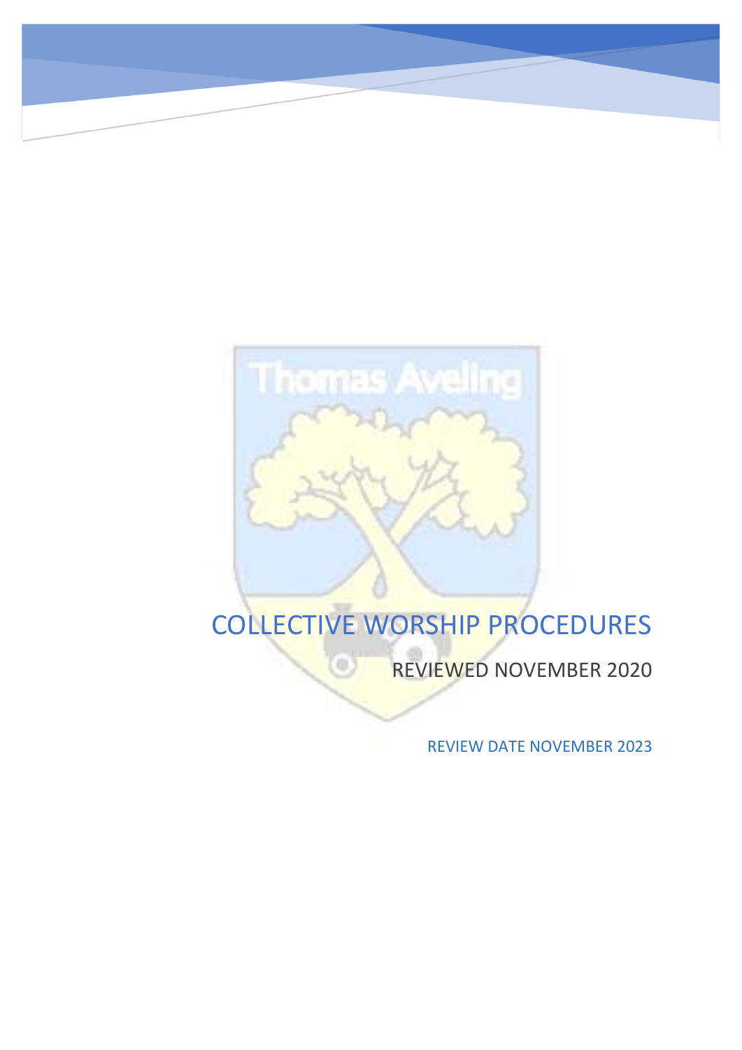Thomas Aveling

# COLLECTIVE WORSHIP PROCEDURES

REVIEWED NOVEMBER 2020

REVIEW DATE NOVEMBER 2023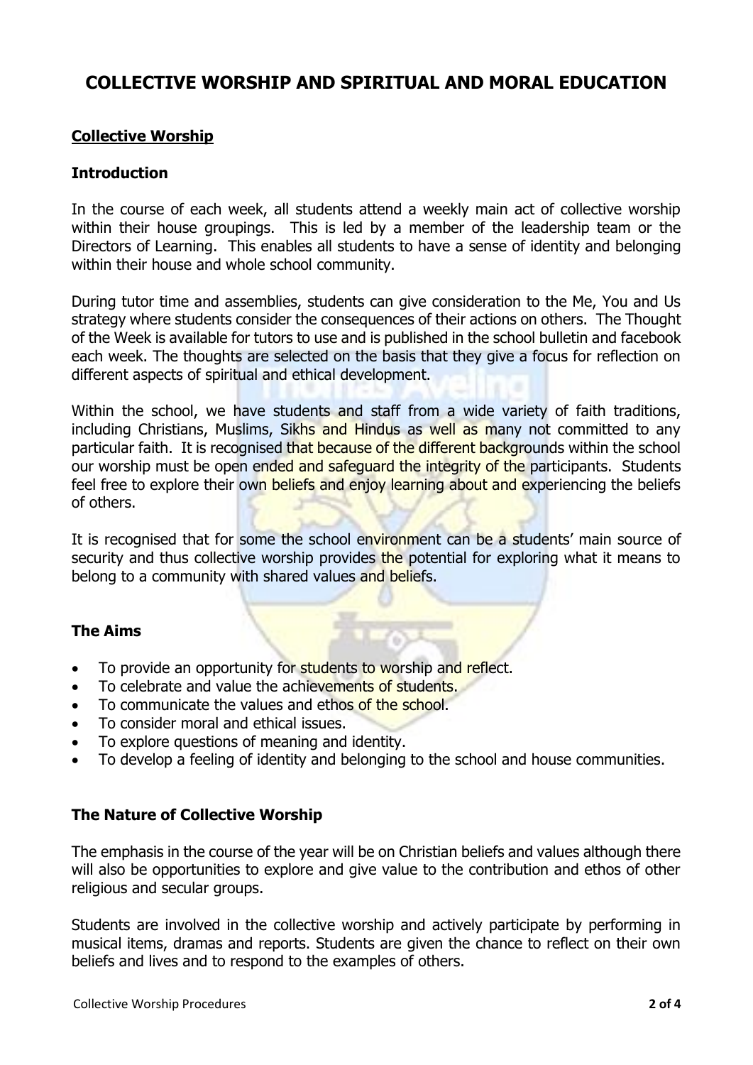# COLLECTIVE WORSHIP AND SPIRITUAL AND MORAL EDUCATION

## Collective Worship

### Introduction

In the course of each week, all students attend a weekly main act of collective worship within their house groupings. This is led by a member of the leadership team or the Directors of Learning. This enables all students to have a sense of identity and belonging within their house and whole school community.

During tutor time and assemblies, students can give consideration to the Me, You and Us strategy where students consider the consequences of their actions on others. The Thought of the Week is available for tutors to use and is published in the school bulletin and facebook each week. The thoughts are selected on the basis that they give a focus for reflection on different aspects of spiritual and ethical development.

Within the school, we have students and staff from a wide variety of faith traditions, including Christians, Muslims, Sikhs and Hindus as well as many not committed to any particular faith. It is recognised that because of the different backgrounds within the school our worship must be open ended and safeguard the integrity of the participants. Students feel free to explore their own beliefs and enjoy learning about and experiencing the beliefs of others.

It is recognised that for some the school environment can be a students' main source of security and thus collective worship provides the potential for exploring what it means to belong to a community with shared values and beliefs.

### The Aims

- To provide an opportunity for students to worship and reflect.
- To celebrate and value the achievements of students.
- To communicate the values and ethos of the school.
- To consider moral and ethical issues.
- To explore questions of meaning and identity.
- To develop a feeling of identity and belonging to the school and house communities.

### The Nature of Collective Worship

The emphasis in the course of the year will be on Christian beliefs and values although there will also be opportunities to explore and give value to the contribution and ethos of other religious and secular groups.

Students are involved in the collective worship and actively participate by performing in musical items, dramas and reports. Students are given the chance to reflect on their own beliefs and lives and to respond to the examples of others.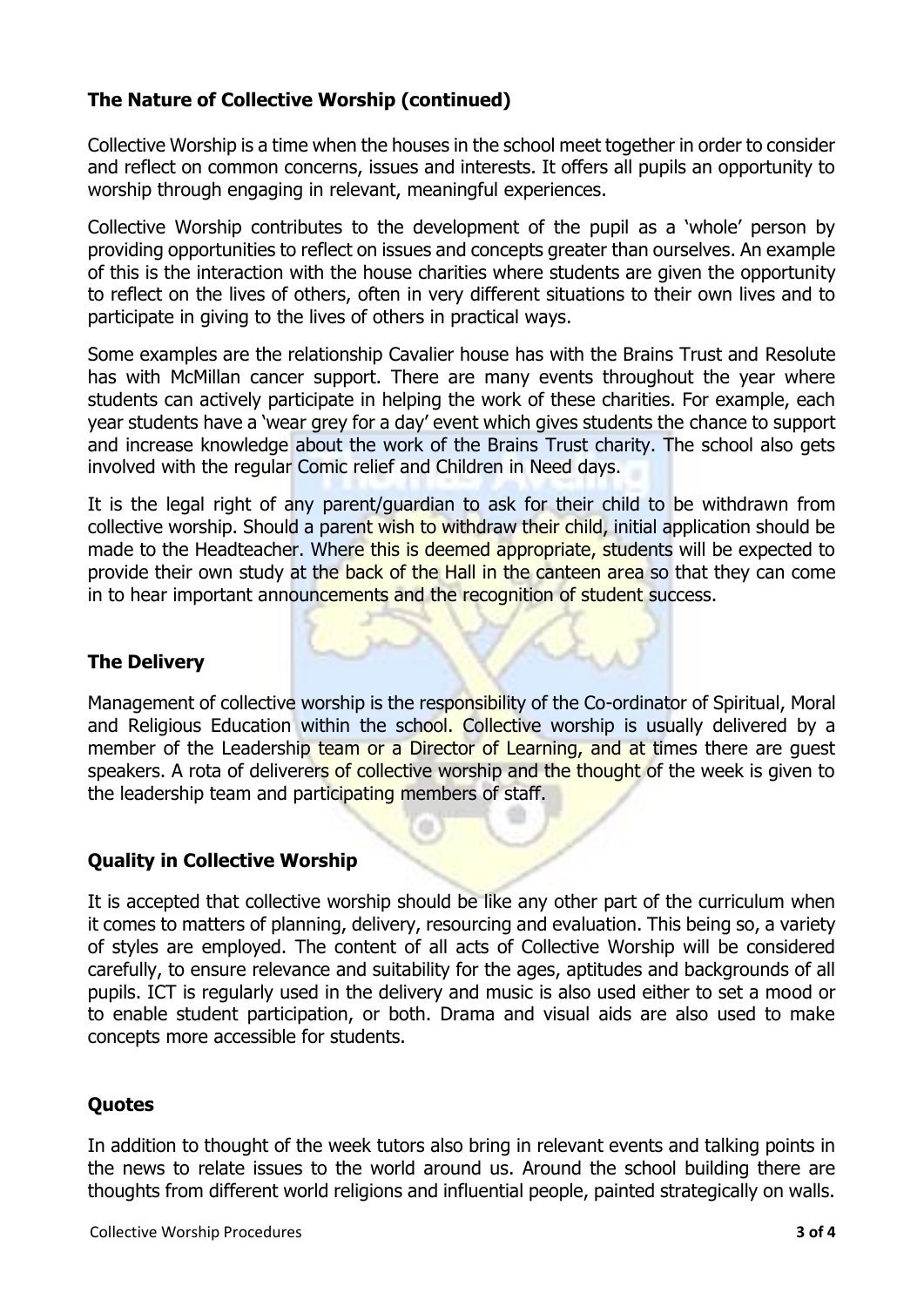## The Nature of Collective Worship (continued)

Collective Worship is a time when the houses in the school meet together in order to consider and reflect on common concerns, issues and interests. It offers all pupils an opportunity to worship through engaging in relevant, meaningful experiences.

Collective Worship contributes to the development of the pupil as a 'whole' person by providing opportunities to reflect on issues and concepts greater than ourselves. An example of this is the interaction with the house charities where students are given the opportunity to reflect on the lives of others, often in very different situations to their own lives and to participate in giving to the lives of others in practical ways.

Some examples are the relationship Cavalier house has with the Brains Trust and Resolute has with McMillan cancer support. There are many events throughout the year where students can actively participate in helping the work of these charities. For example, each year students have a 'wear grey for a day' event which gives students the chance to support and increase knowledge about the work of the Brains Trust charity. The school also gets involved with the regular Comic relief and Children in Need days.

It is the legal right of any parent/guardian to ask for their child to be withdrawn from collective worship. Should a parent wish to withdraw their child, initial application should be made to the Headteacher. Where this is deemed appropriate, students will be expected to provide their own study at the back of the Hall in the canteen area so that they can come in to hear important announcements and the recognition of student success.

## The Delivery

Management of collective worship is the responsibility of the Co-ordinator of Spiritual, Moral and Religious Education within the school. Collective worship is usually delivered by a member of the Leadership team or a Director of Learning, and at times there are guest speakers. A rota of deliverers of collective worship and the thought of the week is given to the leadership team and participating members of staff.

## Quality in Collective Worship

It is accepted that collective worship should be like any other part of the curriculum when it comes to matters of planning, delivery, resourcing and evaluation. This being so, a variety of styles are employed. The content of all acts of Collective Worship will be considered carefully, to ensure relevance and suitability for the ages, aptitudes and backgrounds of all pupils. ICT is regularly used in the delivery and music is also used either to set a mood or to enable student participation, or both. Drama and visual aids are also used to make concepts more accessible for students.

## Quotes

In addition to thought of the week tutors also bring in relevant events and talking points in the news to relate issues to the world around us. Around the school building there are thoughts from different world religions and influential people, painted strategically on walls.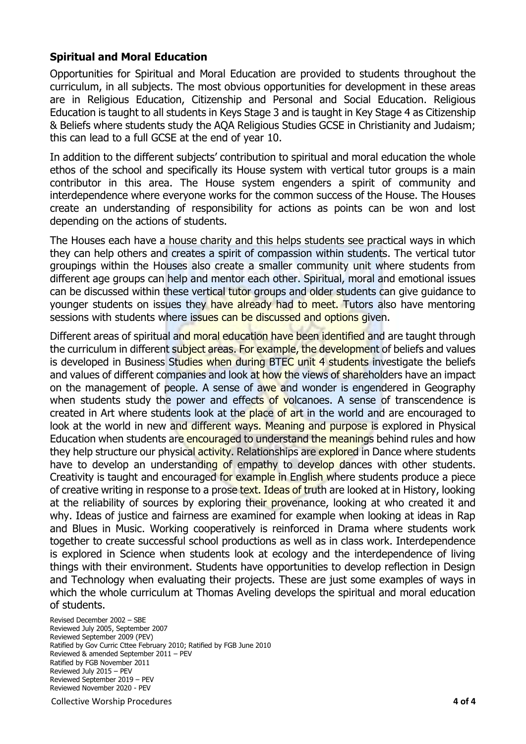## Spiritual and Moral Education

Opportunities for Spiritual and Moral Education are provided to students throughout the curriculum, in all subjects. The most obvious opportunities for development in these areas are in Religious Education, Citizenship and Personal and Social Education. Religious Education is taught to all students in Keys Stage 3 and is taught in Key Stage 4 as Citizenship & Beliefs where students study the AQA Religious Studies GCSE in Christianity and Judaism; this can lead to a full GCSE at the end of year 10.

In addition to the different subjects' contribution to spiritual and moral education the whole ethos of the school and specifically its House system with vertical tutor groups is a main contributor in this area. The House system engenders a spirit of community and interdependence where everyone works for the common success of the House. The Houses create an understanding of responsibility for actions as points can be won and lost depending on the actions of students.

The Houses each have a house charity and this helps students see practical ways in which they can help others and creates a spirit of compassion within students. The vertical tutor groupings within the Houses also create a smaller community unit where students from different age groups can help and mentor each other. Spiritual, moral and emotional issues can be discussed within these vertical tutor groups and older students can give guidance to younger students on issues they have already had to meet. Tutors also have mentoring sessions with students where issues can be discussed and options given.

Different areas of spiritual and moral education have been identified and are taught through the curriculum in different subject areas. For example, the development of beliefs and values is developed in Business Studies when during BTEC unit 4 students investigate the beliefs and values of different companies and look at how the views of shareholders have an impact on the management of people. A sense of awe and wonder is engendered in Geography when students study the power and effects of volcanoes. A sense of transcendence is created in Art where students look at the place of art in the world and are encouraged to look at the world in new and different ways. Meaning and purpose is explored in Physical Education when students are encouraged to understand the meanings behind rules and how they help structure our physical activity. Relationships are explored in Dance where students have to develop an understanding of empathy to develop dances with other students. Creativity is taught and encouraged for example in English where students produce a piece of creative writing in response to a prose text. Ideas of truth are looked at in History, looking at the reliability of sources by exploring their provenance, looking at who created it and why. Ideas of justice and fairness are examined for example when looking at ideas in Rap and Blues in Music. Working cooperatively is reinforced in Drama where students work together to create successful school productions as well as in class work. Interdependence is explored in Science when students look at ecology and the interdependence of living things with their environment. Students have opportunities to develop reflection in Design and Technology when evaluating their projects. These are just some examples of ways in which the whole curriculum at Thomas Aveling develops the spiritual and moral education of students.

Revised December 2002 – SBE
Reviewed July 2005, September 2007
Reviewed September 2009 (PEV)
Ratified by Gov Curric Cttee February 2010; Ratified by FGB June 2010
Reviewed & amended September 2011 – PEV
Ratified by FGB November 2011
Reviewed July 2015 – PEV
Reviewed September 2019 – PEV
Reviewed November 2020 - PEV